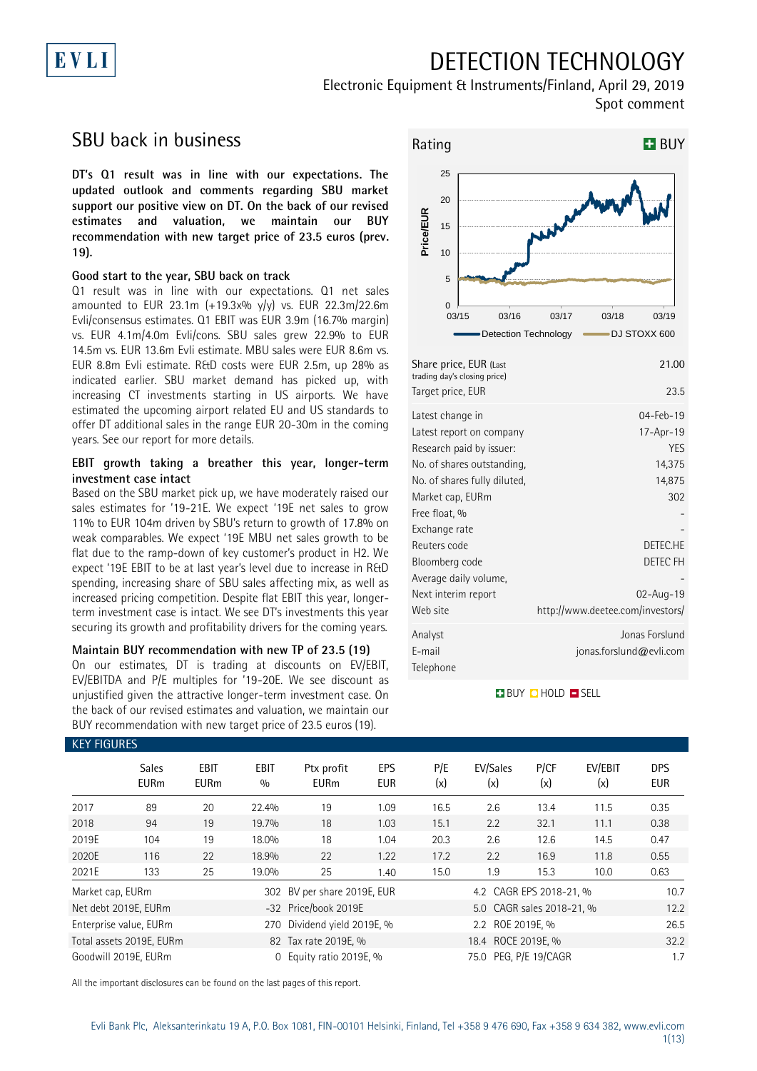EVLI

# DETECTION TECHNOLOGY

Electronic Equipment & Instruments/Finland, April 29, 2019

Spot comment

## SBU back in business

**DT's Q1 result was in line with our expectations. The updated outlook and comments regarding SBU market support our positive view on DT. On the back of our revised estimates and valuation, we maintain our BUY recommendation with new target price of 23.5 euros (prev. 19).**

### Good start to the year, SBU back on track

Q1 result was in line with our expectations. Q1 net sales amounted to EUR 23.1m (+19.3x% y/y) vs. EUR 22.3m/22.6m Evli/consensus estimates. Q1 EBIT was EUR 3.9m (16.7% margin) vs. EUR 4.1m/4.0m Evli/cons. SBU sales grew 22.9% to EUR 14.5m vs. EUR 13.6m Evli estimate. MBU sales were EUR 8.6m vs. EUR 8.8m Evli estimate. R&D costs were EUR 2.5m, up 28% as indicated earlier. SBU market demand has picked up, with increasing CT investments starting in US airports. We have estimated the upcoming airport related EU and US standards to offer DT additional sales in the range EUR 20-30m in the coming years. See our report for more details.

### EBIT growth taking a breather this year, longer-term investment case intact

Based on the SBU market pick up, we have moderately raised our sales estimates for '19-21E. We expect '19E net sales to grow 11% to EUR 104m driven by SBU's return to growth of 17.8% on weak comparables. We expect '19E MBU net sales growth to be flat due to the ramp-down of key customer's product in H2. We expect '19E EBIT to be at last year's level due to increase in R&D spending, increasing share of SBU sales affecting mix, as well as increased pricing competition. Despite flat EBIT this year, longer-term investment case is intact. We see DT's investments this year securing its growth and profitability drivers for the coming years.

### Maintain BUY recommendation with new TP of 23.5 (19)

On our estimates, DT is trading at discounts on EV/EBIT, EV/EBITDA and P/E multiples for '19-20E. We see discount as unjustified given the attractive longer-term investment case. On the back of our revised estimates and valuation, we maintain our BUY recommendation with new target price of 23.5 euros (19).

**Rating:** BUY

| | |
|---|---|
| Share price, EUR (Last trading day's closing price) | 21.00 |
| Target price, EUR | 23.5 |
| Latest change in | 04-Feb-19 |
| Latest report on company | 17-Apr-19 |
| Research paid by issuer: | YES |
| No. of shares outstanding, | 14,375 |
| No. of shares fully diluted, | 14,875 |
| Market cap, EURm | 302 |
| Free float, % | - |
| Exchange rate | - |
| Reuters code | DETEC.HE |
| Bloomberg code | DETEC FH |
| Average daily volume, | - |
| Next interim report | 02-Aug-19 |
| Web site | http://www.deetee.com/investors/ |
| Analyst | Jonas Forslund |
| E-mail | jonas.forslund@evli.com |
| Telephone | |

BUY HOLD SELL

### KEY FIGURES

| | Sales EURm | EBIT EURm | EBIT % | Ptx profit EURm | EPS EUR | P/E (x) | EV/Sales (x) | P/CF (x) | EV/EBIT (x) | DPS EUR |
|---|---|---|---|---|---|---|---|---|---|---|
| 2017 | 89 | 20 | 22.4% | 19 | 1.09 | 16.5 | 2.6 | 13.4 | 11.5 | 0.35 |
| 2018 | 94 | 19 | 19.7% | 18 | 1.03 | 15.1 | 2.2 | 32.1 | 11.1 | 0.38 |
| 2019E | 104 | 19 | 18.0% | 18 | 1.04 | 20.3 | 2.6 | 12.6 | 14.5 | 0.47 |
| 2020E | 116 | 22 | 18.9% | 22 | 1.22 | 17.2 | 2.2 | 16.9 | 11.8 | 0.55 |
| 2021E | 133 | 25 | 19.0% | 25 | 1.40 | 15.0 | 1.9 | 15.3 | 10.0 | 0.63 |

| | | | | | |
|---|---|---|---|---|---|
| Market cap, EURm | 302 | BV per share 2019E, EUR | 4.2 | CAGR EPS 2018-21, % | 10.7 |
| Net debt 2019E, EURm | -32 | Price/book 2019E | 5.0 | CAGR sales 2018-21, % | 12.2 |
| Enterprise value, EURm | 270 | Dividend yield 2019E, % | 2.2 | ROE 2019E, % | 26.5 |
| Total assets 2019E, EURm | 82 | Tax rate 2019E, % | 18.4 | ROCE 2019E, % | 32.2 |
| Goodwill 2019E, EURm | 0 | Equity ratio 2019E, % | 75.0 | PEG, P/E 19/CAGR | 1.7 |

All the important disclosures can be found on the last pages of this report.

Evli Bank Plc, Aleksanterinkatu 19 A, P.O. Box 1081, FIN-00101 Helsinki, Finland, Tel +358 9 476 690, Fax +358 9 634 382, www.evli.com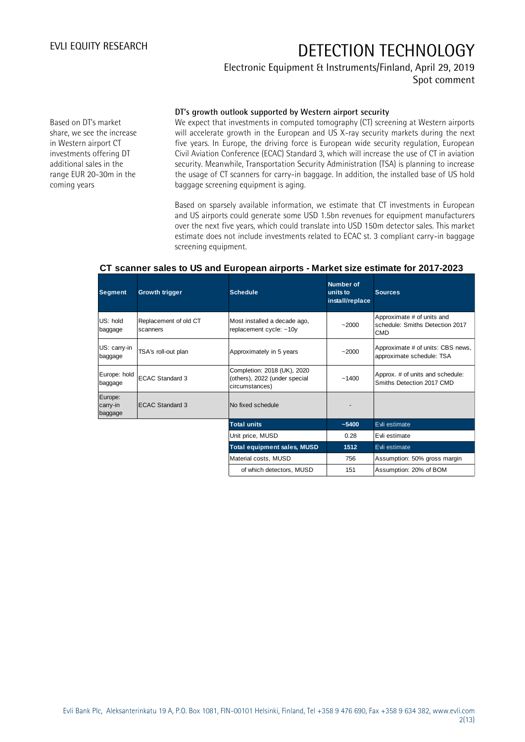Based on DT's market share, we see the increase in Western airport CT investments offering DT additional sales in the range EUR 20-30m in the coming years

**DT's growth outlook supported by Western airport security**

We expect that investments in computed tomography (CT) screening at Western airports will accelerate growth in the European and US X-ray security markets during the next five years. In Europe, the driving force is European wide security regulation, European Civil Aviation Conference (ECAC) Standard 3, which will increase the use of CT in aviation security. Meanwhile, Transportation Security Administration (TSA) is planning to increase the usage of CT scanners for carry-in baggage. In addition, the installed base of US hold baggage screening equipment is aging.

Based on sparsely available information, we estimate that CT investments in European and US airports could generate some USD 1.5bn revenues for equipment manufacturers over the next five years, which could translate into USD 150m detector sales. This market estimate does not include investments related to ECAC st. 3 compliant carry-in baggage screening equipment.

**CT scanner sales to US and European airports - Market size estimate for 2017-2023**

| Segment | Growth trigger | Schedule | Number of units to install/replace | Sources |
|---|---|---|---|---|
| US: hold baggage | Replacement of old CT scanners | Most installed a decade ago, replacement cycle: ~10y | ~2000 | Approximate # of units and schedule: Smiths Detection 2017 CMD |
| US: carry-in baggage | TSA's roll-out plan | Approximately in 5 years | ~2000 | Approximate # of units: CBS news, approximate schedule: TSA |
| Europe: hold baggage | ECAC Standard 3 | Completion: 2018 (UK), 2020 (others), 2022 (under special circumstances) | ~1400 | Approx. # of units and schedule: Smiths Detection 2017 CMD |
| Europe: carry-in baggage | ECAC Standard 3 | No fixed schedule | - | |
| | | **Total units** | **~5400** | Evli estimate |
| | | Unit price, MUSD | 0.28 | Evli estimate |
| | | **Total equipment sales, MUSD** | **1512** | Evli estimate |
| | | Material costs, MUSD | 756 | Assumption: 50% gross margin |
| | | of which detectors, MUSD | 151 | Assumption: 20% of BOM |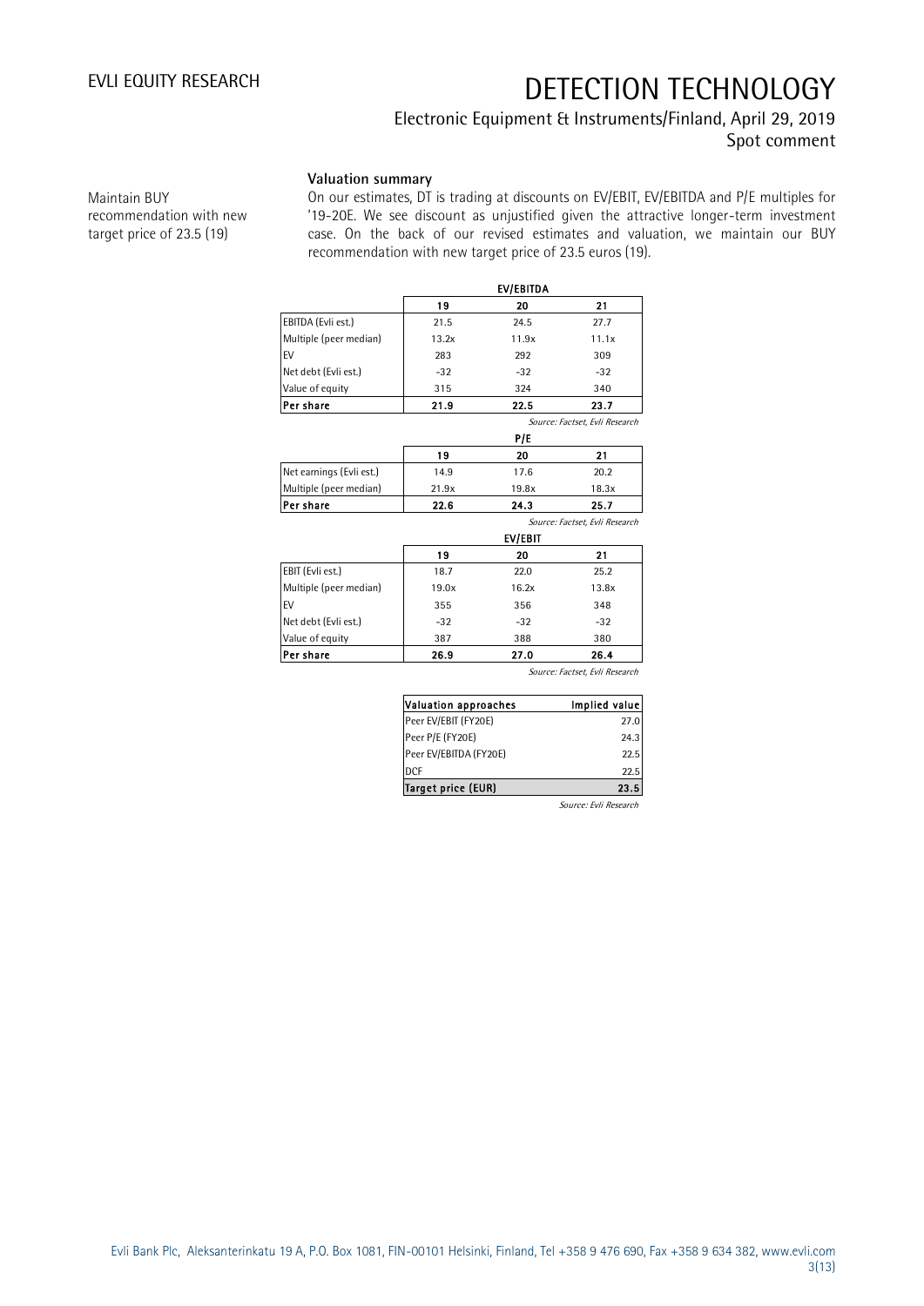## Valuation summary

Maintain BUY recommendation with new target price of 23.5 (19)

On our estimates, DT is trading at discounts on EV/EBIT, EV/EBITDA and P/E multiples for '19-20E. We see discount as unjustified given the attractive longer-term investment case. On the back of our revised estimates and valuation, we maintain our BUY recommendation with new target price of 23.5 euros (19).

| EV/EBITDA | 19 | 20 | 21 |
|---|---|---|---|
| EBITDA (Evli est.) | 21.5 | 24.5 | 27.7 |
| Multiple (peer median) | 13.2x | 11.9x | 11.1x |
| EV | 283 | 292 | 309 |
| Net debt (Evli est.) | -32 | -32 | -32 |
| Value of equity | 315 | 324 | 340 |
| **Per share** | **21.9** | **22.5** | **23.7** |

*Source: Factset, Evli Research*

| P/E | 19 | 20 | 21 |
|---|---|---|---|
| Net earnings (Evli est.) | 14.9 | 17.6 | 20.2 |
| Multiple (peer median) | 21.9x | 19.8x | 18.3x |
| **Per share** | **22.6** | **24.3** | **25.7** |

*Source: Factset, Evli Research*

| EV/EBIT | 19 | 20 | 21 |
|---|---|---|---|
| EBIT (Evli est.) | 18.7 | 22.0 | 25.2 |
| Multiple (peer median) | 19.0x | 16.2x | 13.8x |
| EV | 355 | 356 | 348 |
| Net debt (Evli est.) | -32 | -32 | -32 |
| Value of equity | 387 | 388 | 380 |
| **Per share** | **26.9** | **27.0** | **26.4** |

*Source: Factset, Evli Research*

| Valuation approaches | Implied value |
|---|---|
| Peer EV/EBIT (FY20E) | 27.0 |
| Peer P/E (FY20E) | 24.3 |
| Peer EV/EBITDA (FY20E) | 22.5 |
| DCF | 22.5 |
| **Target price (EUR)** | **23.5** |

*Source: Evli Research*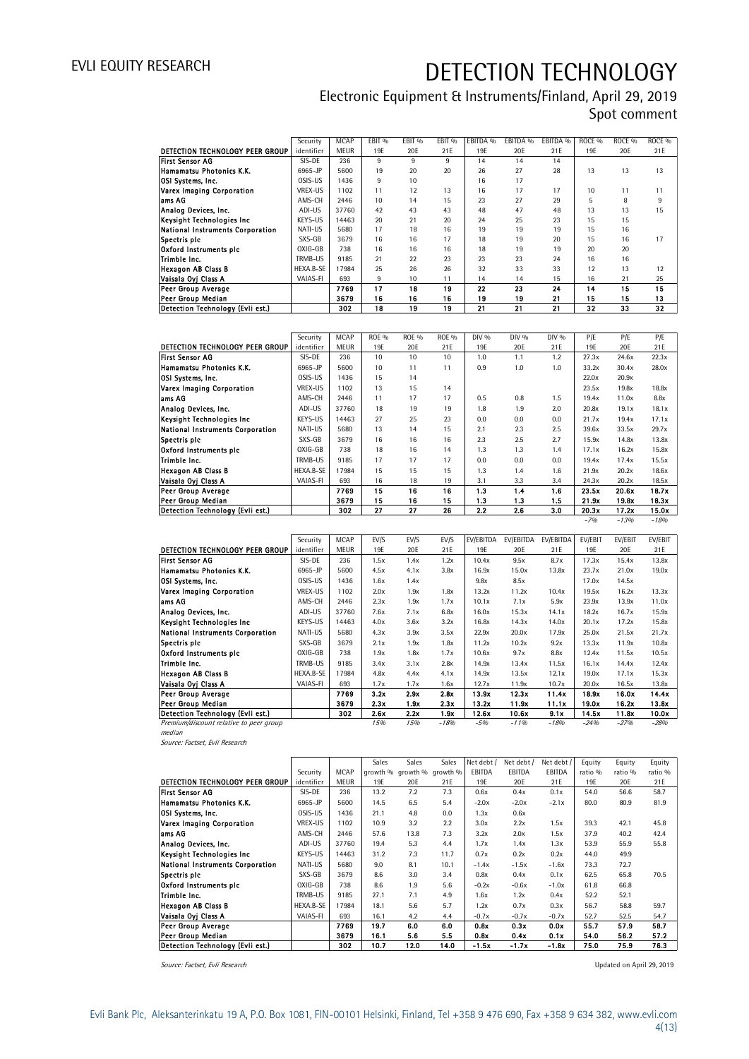Electronic Equipment & Instruments/Finland, April 29, 2019
Spot comment

| DETECTION TECHNOLOGY PEER GROUP | Security identifier | MCAP MEUR | EBIT % 19E | EBIT % 20E | EBIT % 21E | EBITDA % 19E | EBITDA % 20E | EBITDA % 21E | ROCE % 19E | ROCE % 20E | ROCE % 21E |
|---|---|---|---|---|---|---|---|---|---|---|---|
| First Sensor AG | SIS-DE | 236 | 9 | 9 | 9 | 14 | 14 | 14 | | | |
| Hamamatsu Photonics K.K. | 6965-JP | 5600 | 19 | 20 | 20 | 26 | 27 | 28 | 13 | 13 | 13 |
| OSI Systems, Inc. | OSIS-US | 1436 | 9 | 10 | | 16 | 17 | | | | |
| Varex Imaging Corporation | VREX-US | 1102 | 11 | 12 | 13 | 16 | 17 | 17 | 10 | 11 | 11 |
| ams AG | AMS-CH | 2446 | 10 | 14 | 15 | 23 | 27 | 29 | 5 | 8 | 9 |
| Analog Devices, Inc. | ADI-US | 37760 | 42 | 43 | 43 | 48 | 47 | 48 | 13 | 13 | 15 |
| Keysight Technologies Inc | KEYS-US | 14463 | 20 | 21 | 20 | 24 | 25 | 23 | 15 | 15 | |
| National Instruments Corporation | NATI-US | 5680 | 17 | 18 | 16 | 19 | 19 | 19 | 15 | 16 | |
| Spectris plc | SXS-GB | 3679 | 16 | 16 | 17 | 18 | 19 | 20 | 15 | 16 | 17 |
| Oxford Instruments plc | OXIG-GB | 738 | 16 | 16 | 16 | 18 | 19 | 19 | 20 | 20 | |
| Trimble Inc. | TRMB-US | 9185 | 21 | 22 | 23 | 23 | 23 | 24 | 16 | 16 | |
| Hexagon AB Class B | HEXA.B-SE | 17984 | 25 | 26 | 26 | 32 | 33 | 33 | 12 | 13 | 12 |
| Vaisala Oyj Class A | VAIAS-FI | 693 | 9 | 10 | 11 | 14 | 14 | 15 | 16 | 21 | 25 |
| **Peer Group Average** | | **7769** | **17** | **18** | **19** | **22** | **23** | **24** | **14** | **15** | **15** |
| **Peer Group Median** | | **3679** | **16** | **16** | **16** | **19** | **19** | **21** | **15** | **15** | **13** |
| **Detection Technology (Evli est.)** | | **302** | **18** | **19** | **19** | **21** | **21** | **21** | **32** | **33** | **32** |

| DETECTION TECHNOLOGY PEER GROUP | Security identifier | MCAP MEUR | ROE % 19E | ROE % 20E | ROE % 21E | DIV % 19E | DIV % 20E | DIV % 21E | P/E 19E | P/E 20E | P/E 21E |
|---|---|---|---|---|---|---|---|---|---|---|---|
| First Sensor AG | SIS-DE | 236 | 10 | 10 | 10 | 1.0 | 1.1 | 1.2 | 27.3x | 24.6x | 22.3x |
| Hamamatsu Photonics K.K. | 6965-JP | 5600 | 10 | 11 | 11 | 0.9 | 1.0 | 1.0 | 33.2x | 30.4x | 28.0x |
| OSI Systems, Inc. | OSIS-US | 1436 | 15 | 14 | | | | | 22.0x | 20.9x | |
| Varex Imaging Corporation | VREX-US | 1102 | 13 | 15 | 14 | | | | 23.5x | 19.8x | 18.8x |
| ams AG | AMS-CH | 2446 | 11 | 17 | 17 | 0.5 | 0.8 | 1.5 | 19.4x | 11.0x | 8.8x |
| Analog Devices, Inc. | ADI-US | 37760 | 18 | 19 | 19 | 1.8 | 1.9 | 2.0 | 20.8x | 19.1x | 18.1x |
| Keysight Technologies Inc | KEYS-US | 14463 | 27 | 25 | 23 | 0.0 | 0.0 | 0.0 | 21.7x | 19.4x | 17.1x |
| National Instruments Corporation | NATI-US | 5680 | 13 | 14 | 15 | 2.1 | 2.3 | 2.5 | 39.6x | 33.5x | 29.7x |
| Spectris plc | SXS-GB | 3679 | 16 | 16 | 16 | 2.3 | 2.5 | 2.7 | 15.9x | 14.8x | 13.8x |
| Oxford Instruments plc | OXIG-GB | 738 | 18 | 16 | 14 | 1.3 | 1.3 | 1.4 | 17.1x | 16.2x | 15.8x |
| Trimble Inc. | TRMB-US | 9185 | 17 | 17 | 17 | 0.0 | 0.0 | 0.0 | 19.4x | 17.4x | 15.5x |
| Hexagon AB Class B | HEXA.B-SE | 17984 | 15 | 15 | 15 | 1.3 | 1.4 | 1.6 | 21.9x | 20.2x | 18.6x |
| Vaisala Oyj Class A | VAIAS-FI | 693 | 16 | 18 | 19 | 3.1 | 3.3 | 3.4 | 24.3x | 20.2x | 18.5x |
| **Peer Group Average** | | **7769** | **15** | **16** | **16** | **1.3** | **1.4** | **1.6** | **23.5x** | **20.6x** | **18.7x** |
| **Peer Group Median** | | **3679** | **15** | **16** | **15** | **1.3** | **1.3** | **1.5** | **21.9x** | **19.8x** | **18.3x** |
| **Detection Technology (Evli est.)** | | **302** | **27** | **27** | **26** | **2.2** | **2.6** | **3.0** | **20.3x** | **17.2x** | **15.0x** |
| | | | | | | | | | *-7%* | *-13%* | *-18%* |

| DETECTION TECHNOLOGY PEER GROUP | Security identifier | MCAP MEUR | EV/S 19E | EV/S 20E | EV/S 21E | EV/EBITDA 19E | EV/EBITDA 20E | EV/EBITDA 21E | EV/EBIT 19E | EV/EBIT 20E | EV/EBIT 21E |
|---|---|---|---|---|---|---|---|---|---|---|---|
| First Sensor AG | SIS-DE | 236 | 1.5x | 1.4x | 1.2x | 10.4x | 9.5x | 8.7x | 17.3x | 15.4x | 13.8x |
| Hamamatsu Photonics K.K. | 6965-JP | 5600 | 4.5x | 4.1x | 3.8x | 16.9x | 15.0x | 13.8x | 23.7x | 21.0x | 19.0x |
| OSI Systems, Inc. | OSIS-US | 1436 | 1.6x | 1.4x | | 9.8x | 8.5x | | 17.0x | 14.5x | |
| Varex Imaging Corporation | VREX-US | 1102 | 2.0x | 1.9x | 1.8x | 13.2x | 11.2x | 10.4x | 19.5x | 16.2x | 13.3x |
| ams AG | AMS-CH | 2446 | 2.3x | 1.9x | 1.7x | 10.1x | 7.1x | 5.9x | 23.9x | 13.9x | 11.0x |
| Analog Devices, Inc. | ADI-US | 37760 | 7.6x | 7.1x | 6.8x | 16.0x | 15.3x | 14.1x | 18.2x | 16.7x | 15.9x |
| Keysight Technologies Inc | KEYS-US | 14463 | 4.0x | 3.6x | 3.2x | 16.8x | 14.3x | 14.0x | 20.1x | 17.2x | 15.8x |
| National Instruments Corporation | NATI-US | 5680 | 4.3x | 3.9x | 3.5x | 22.9x | 20.0x | 17.9x | 25.0x | 21.5x | 21.7x |
| Spectris plc | SXS-GB | 3679 | 2.1x | 1.9x | 1.8x | 11.2x | 10.2x | 9.2x | 13.3x | 11.9x | 10.8x |
| Oxford Instruments plc | OXIG-GB | 738 | 1.9x | 1.8x | 1.7x | 10.6x | 9.7x | 8.8x | 12.4x | 11.5x | 10.5x |
| Trimble Inc. | TRMB-US | 9185 | 3.4x | 3.1x | 2.8x | 14.9x | 13.4x | 11.5x | 16.1x | 14.4x | 12.4x |
| Hexagon AB Class B | HEXA.B-SE | 17984 | 4.8x | 4.4x | 4.1x | 14.9x | 13.5x | 12.1x | 19.0x | 17.1x | 15.3x |
| Vaisala Oyj Class A | VAIAS-FI | 693 | 1.7x | 1.7x | 1.6x | 12.7x | 11.9x | 10.7x | 20.0x | 16.5x | 13.8x |
| **Peer Group Average** | | **7769** | **3.2x** | **2.9x** | **2.8x** | **13.9x** | **12.3x** | **11.4x** | **18.9x** | **16.0x** | **14.4x** |
| **Peer Group Median** | | **3679** | **2.3x** | **1.9x** | **2.3x** | **13.2x** | **11.9x** | **11.1x** | **19.0x** | **16.2x** | **13.8x** |
| **Detection Technology (Evli est.)** | | **302** | **2.6x** | **2.2x** | **1.9x** | **12.6x** | **10.6x** | **9.1x** | **14.5x** | **11.8x** | **10.0x** |
| *Premium/discount relative to peer group median* | | | *15%* | *15%* | *-18%* | *-5%* | *-11%* | *-18%* | *-24%* | *-27%* | *-28%* |

*Source: Factset, Evli Research*

| DETECTION TECHNOLOGY PEER GROUP | Security identifier | MCAP MEUR | Sales growth % 19E | Sales growth % 20E | Sales growth % 21E | Net debt / EBITDA 19E | Net debt / EBITDA 20E | Net debt / EBITDA 21E | Equity ratio % 19E | Equity ratio % 20E | Equity ratio % 21E |
|---|---|---|---|---|---|---|---|---|---|---|---|
| First Sensor AG | SIS-DE | 236 | 13.2 | 7.2 | 7.3 | 0.6x | 0.4x | 0.1x | 54.0 | 56.6 | 58.7 |
| Hamamatsu Photonics K.K. | 6965-JP | 5600 | 14.5 | 6.5 | 5.4 | -2.0x | -2.0x | -2.1x | 80.0 | 80.9 | 81.9 |
| OSI Systems, Inc. | OSIS-US | 1436 | 21.1 | 4.8 | 0.0 | 1.3x | 0.6x | | | | |
| Varex Imaging Corporation | VREX-US | 1102 | 10.9 | 3.2 | 2.2 | 3.0x | 2.2x | 1.5x | 39.3 | 42.1 | 45.8 |
| ams AG | AMS-CH | 2446 | 57.6 | 13.8 | 7.3 | 3.2x | 2.0x | 1.5x | 37.9 | 40.2 | 42.4 |
| Analog Devices, Inc. | ADI-US | 37760 | 19.4 | 5.3 | 4.4 | 1.7x | 1.4x | 1.3x | 53.9 | 55.9 | 55.8 |
| Keysight Technologies Inc | KEYS-US | 14463 | 31.2 | 7.3 | 11.7 | 0.7x | 0.2x | 0.2x | 44.0 | 49.9 | |
| National Instruments Corporation | NATI-US | 5680 | 9.0 | 8.1 | 10.1 | -1.4x | -1.5x | -1.6x | 73.3 | 72.7 | |
| Spectris plc | SXS-GB | 3679 | 8.6 | 3.0 | 3.4 | 0.8x | 0.4x | 0.1x | 62.5 | 65.8 | 70.5 |
| Oxford Instruments plc | OXIG-GB | 738 | 8.6 | 1.9 | 5.6 | -0.2x | -0.6x | -1.0x | 61.8 | 66.8 | |
| Trimble Inc. | TRMB-US | 9185 | 27.1 | 7.1 | 4.9 | 1.6x | 1.2x | 0.4x | 52.2 | 52.1 | |
| Hexagon AB Class B | HEXA.B-SE | 17984 | 18.1 | 5.6 | 5.7 | 1.2x | 0.7x | 0.3x | 56.7 | 58.8 | 59.7 |
| Vaisala Oyj Class A | VAIAS-FI | 693 | 16.1 | 4.2 | 4.4 | -0.7x | -0.7x | -0.7x | 52.7 | 52.5 | 54.7 |
| **Peer Group Average** | | **7769** | **19.7** | **6.0** | **6.0** | **0.8x** | **0.3x** | **0.0x** | **55.7** | **57.9** | **58.7** |
| **Peer Group Median** | | **3679** | **16.1** | **5.6** | **5.5** | **0.8x** | **0.4x** | **0.1x** | **54.0** | **56.2** | **57.2** |
| **Detection Technology (Evli est.)** | | **302** | **10.7** | **12.0** | **14.0** | **-1.5x** | **-1.7x** | **-1.8x** | **75.0** | **75.9** | **76.3** |

*Source: Factset, Evli Research*

Updated on April 29, 2019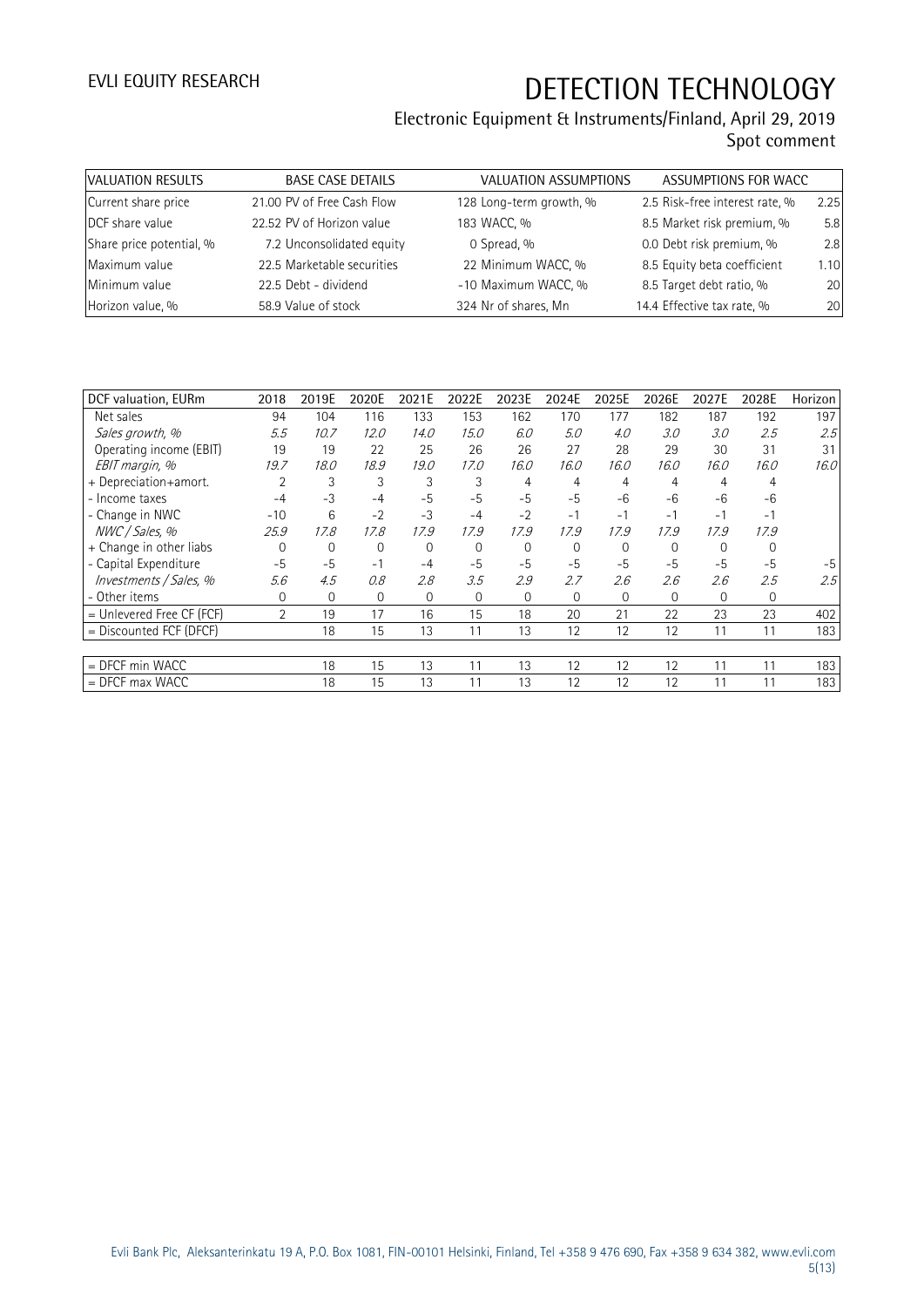| VALUATION RESULTS | | BASE CASE DETAILS | | VALUATION ASSUMPTIONS | | ASSUMPTIONS FOR WACC | |
|---|---|---|---|---|---|---|---|
| Current share price | 21.00 | PV of Free Cash Flow | 128 | Long-term growth, % | 2.5 | Risk-free interest rate, % | 2.25 |
| DCF share value | 22.52 | PV of Horizon value | 183 | WACC, % | 8.5 | Market risk premium, % | 5.8 |
| Share price potential, % | 7.2 | Unconsolidated equity | 0 | Spread, % | 0.0 | Debt risk premium, % | 2.8 |
| Maximum value | 22.5 | Marketable securities | 22 | Minimum WACC, % | 8.5 | Equity beta coefficient | 1.10 |
| Minimum value | 22.5 | Debt - dividend | -10 | Maximum WACC, % | 8.5 | Target debt ratio, % | 20 |
| Horizon value, % | 58.9 | Value of stock | 324 | Nr of shares, Mn | 14.4 | Effective tax rate, % | 20 |

| DCF valuation, EURm | 2018 | 2019E | 2020E | 2021E | 2022E | 2023E | 2024E | 2025E | 2026E | 2027E | 2028E | Horizon |
|---|---|---|---|---|---|---|---|---|---|---|---|---|
| Net sales | 94 | 104 | 116 | 133 | 153 | 162 | 170 | 177 | 182 | 187 | 192 | 197 |
| *Sales growth, %* | *5.5* | *10.7* | *12.0* | *14.0* | *15.0* | *6.0* | *5.0* | *4.0* | *3.0* | *3.0* | *2.5* | *2.5* |
| Operating income (EBIT) | 19 | 19 | 22 | 25 | 26 | 26 | 27 | 28 | 29 | 30 | 31 | 31 |
| *EBIT margin, %* | *19.7* | *18.0* | *18.9* | *19.0* | *17.0* | *16.0* | *16.0* | *16.0* | *16.0* | *16.0* | *16.0* | *16.0* |
| + Depreciation+amort. | 2 | 3 | 3 | 3 | 3 | 4 | 4 | 4 | 4 | 4 | 4 | |
| - Income taxes | -4 | -3 | -4 | -5 | -5 | -5 | -5 | -6 | -6 | -6 | -6 | |
| - Change in NWC | -10 | 6 | -2 | -3 | -4 | -2 | -1 | -1 | -1 | -1 | -1 | |
| *NWC / Sales, %* | *25.9* | *17.8* | *17.8* | *17.9* | *17.9* | *17.9* | *17.9* | *17.9* | *17.9* | *17.9* | *17.9* | |
| + Change in other liabs | 0 | 0 | 0 | 0 | 0 | 0 | 0 | 0 | 0 | 0 | 0 | |
| - Capital Expenditure | -5 | -5 | -1 | -4 | -5 | -5 | -5 | -5 | -5 | -5 | -5 | -5 |
| *Investments / Sales, %* | *5.6* | *4.5* | *0.8* | *2.8* | *3.5* | *2.9* | *2.7* | *2.6* | *2.6* | *2.6* | *2.5* | *2.5* |
| - Other items | 0 | 0 | 0 | 0 | 0 | 0 | 0 | 0 | 0 | 0 | 0 | |
| = Unlevered Free CF (FCF) | 2 | 19 | 17 | 16 | 15 | 18 | 20 | 21 | 22 | 23 | 23 | 402 |
| = Discounted FCF (DFCF) | | 18 | 15 | 13 | 11 | 13 | 12 | 12 | 12 | 11 | 11 | 183 |
| | | | | | | | | | | | | |
| = DFCF min WACC | | 18 | 15 | 13 | 11 | 13 | 12 | 12 | 12 | 11 | 11 | 183 |
| = DFCF max WACC | | 18 | 15 | 13 | 11 | 13 | 12 | 12 | 12 | 11 | 11 | 183 |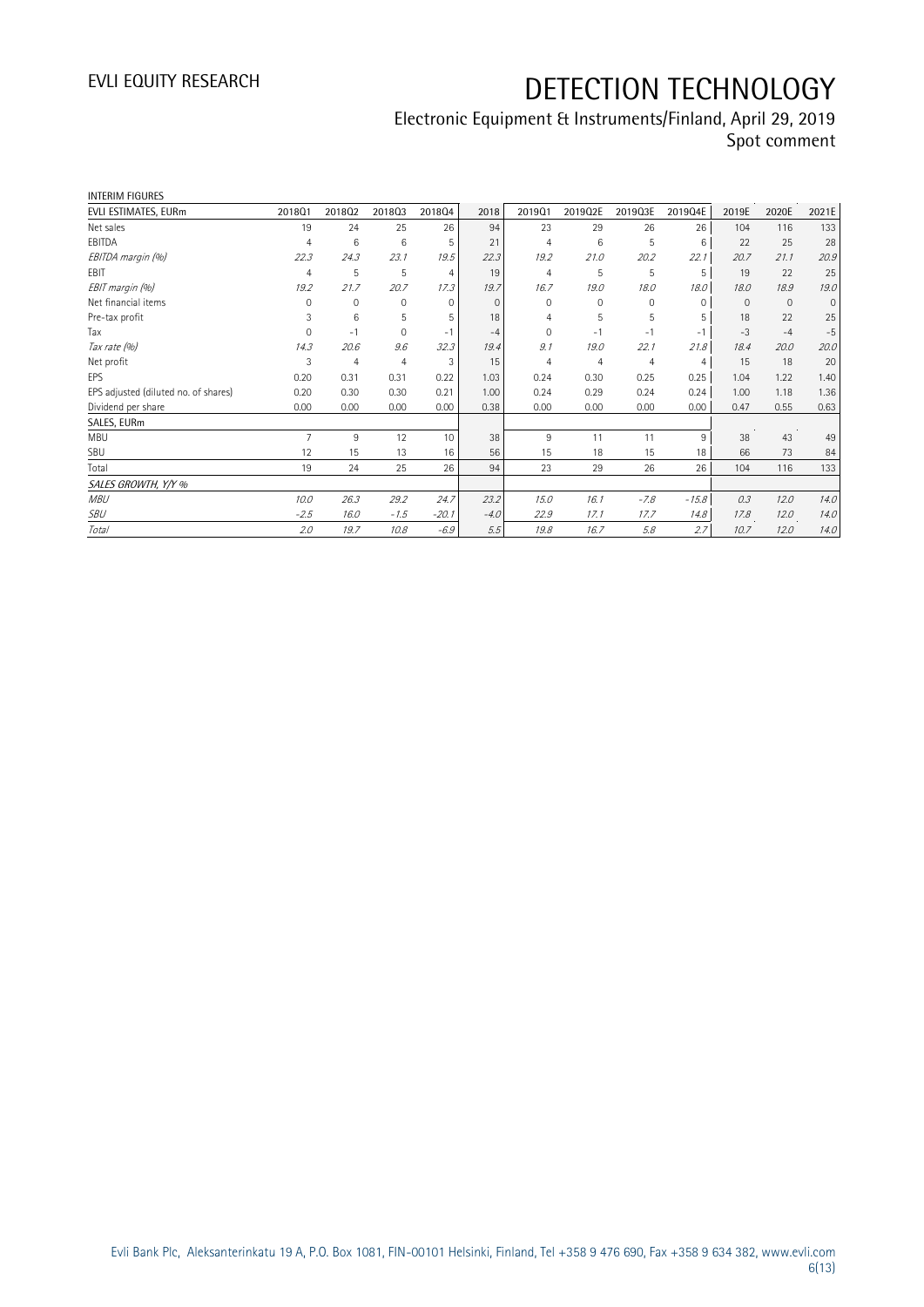INTERIM FIGURES

| EVLI ESTIMATES, EURm | 2018Q1 | 2018Q2 | 2018Q3 | 2018Q4 | 2018 | 2019Q1 | 2019Q2E | 2019Q3E | 2019Q4E | 2019E | 2020E | 2021E |
|---|---|---|---|---|---|---|---|---|---|---|---|---|
| Net sales | 19 | 24 | 25 | 26 | 94 | 23 | 29 | 26 | 26 | 104 | 116 | 133 |
| EBITDA | 4 | 6 | 6 | 5 | 21 | 4 | 6 | 5 | 6 | 22 | 25 | 28 |
| *EBITDA margin (%)* | *22.3* | *24.3* | *23.1* | *19.5* | *22.3* | *19.2* | *21.0* | *20.2* | *22.1* | *20.7* | *21.1* | *20.9* |
| EBIT | 4 | 5 | 5 | 4 | 19 | 4 | 5 | 5 | 5 | 19 | 22 | 25 |
| *EBIT margin (%)* | *19.2* | *21.7* | *20.7* | *17.3* | *19.7* | *16.7* | *19.0* | *18.0* | *18.0* | *18.0* | *18.9* | *19.0* |
| Net financial items | 0 | 0 | 0 | 0 | 0 | 0 | 0 | 0 | 0 | 0 | 0 | 0 |
| Pre-tax profit | 3 | 6 | 5 | 5 | 18 | 4 | 5 | 5 | 5 | 18 | 22 | 25 |
| Tax | 0 | -1 | 0 | -1 | -4 | 0 | -1 | -1 | -1 | -3 | -4 | -5 |
| *Tax rate (%)* | *14.3* | *20.6* | *9.6* | *32.3* | *19.4* | *9.1* | *19.0* | *22.1* | *21.8* | *18.4* | *20.0* | *20.0* |
| Net profit | 3 | 4 | 4 | 3 | 15 | 4 | 4 | 4 | 4 | 15 | 18 | 20 |
| EPS | 0.20 | 0.31 | 0.31 | 0.22 | 1.03 | 0.24 | 0.30 | 0.25 | 0.25 | 1.04 | 1.22 | 1.40 |
| EPS adjusted (diluted no. of shares) | 0.20 | 0.30 | 0.30 | 0.21 | 1.00 | 0.24 | 0.29 | 0.24 | 0.24 | 1.00 | 1.18 | 1.36 |
| Dividend per share | 0.00 | 0.00 | 0.00 | 0.00 | 0.38 | 0.00 | 0.00 | 0.00 | 0.00 | 0.47 | 0.55 | 0.63 |
| SALES, EURm | | | | | | | | | | | | |
| MBU | 7 | 9 | 12 | 10 | 38 | 9 | 11 | 11 | 9 | 38 | 43 | 49 |
| SBU | 12 | 15 | 13 | 16 | 56 | 15 | 18 | 15 | 18 | 66 | 73 | 84 |
| Total | 19 | 24 | 25 | 26 | 94 | 23 | 29 | 26 | 26 | 104 | 116 | 133 |
| *SALES GROWTH, Y/Y %* | | | | | | | | | | | | |
| *MBU* | *10.0* | *26.3* | *29.2* | *24.7* | *23.2* | *15.0* | *16.1* | *-7.8* | *-15.8* | *0.3* | *12.0* | *14.0* |
| *SBU* | *-2.5* | *16.0* | *-1.5* | *-20.1* | *-4.0* | *22.9* | *17.1* | *17.7* | *14.8* | *17.8* | *12.0* | *14.0* |
| *Total* | *2.0* | *19.7* | *10.8* | *-6.9* | *5.5* | *19.8* | *16.7* | *5.8* | *2.7* | *10.7* | *12.0* | *14.0* |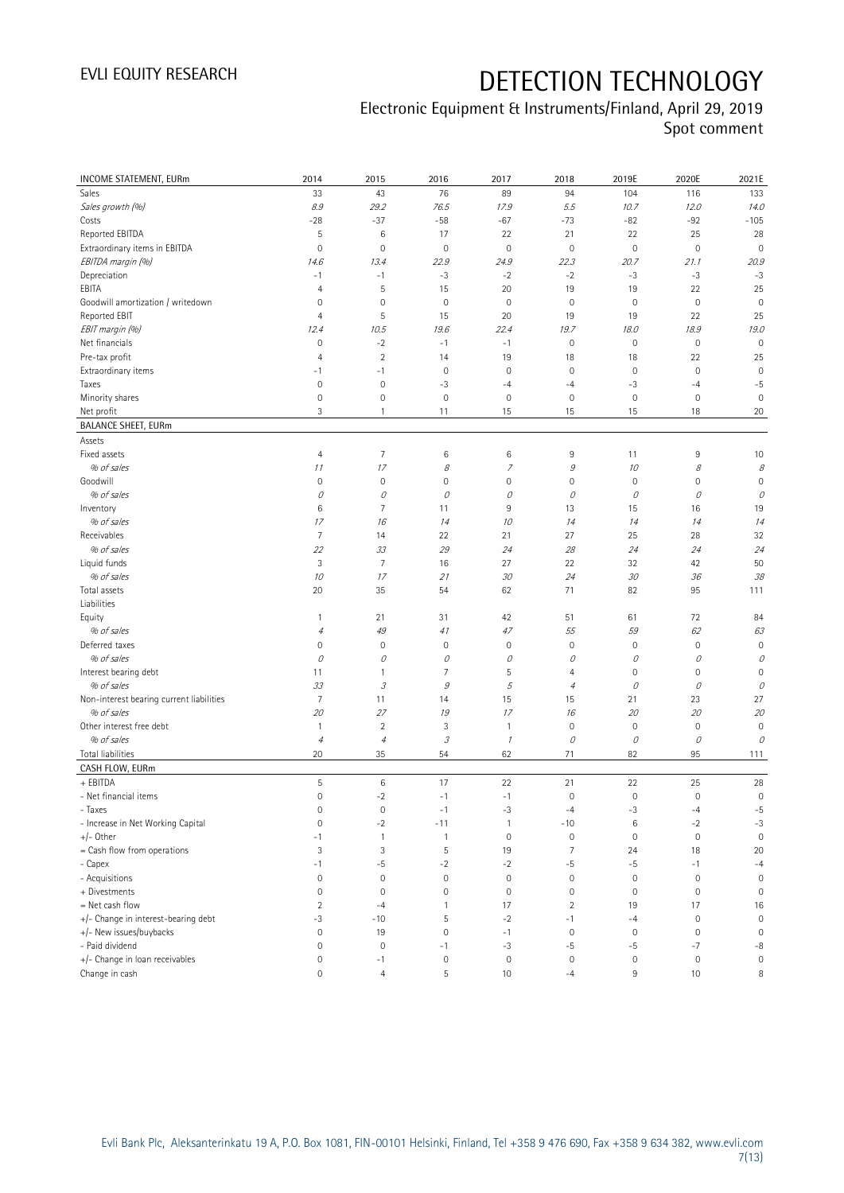| INCOME STATEMENT, EURm | 2014 | 2015 | 2016 | 2017 | 2018 | 2019E | 2020E | 2021E |
|---|---|---|---|---|---|---|---|---|
| Sales | 33 | 43 | 76 | 89 | 94 | 104 | 116 | 133 |
| *Sales growth (%)* | *8.9* | *29.2* | *76.5* | *17.9* | *5.5* | *10.7* | *12.0* | *14.0* |
| Costs | -28 | -37 | -58 | -67 | -73 | -82 | -92 | -105 |
| Reported EBITDA | 5 | 6 | 17 | 22 | 21 | 22 | 25 | 28 |
| Extraordinary items in EBITDA | 0 | 0 | 0 | 0 | 0 | 0 | 0 | 0 |
| *EBITDA margin (%)* | *14.6* | *13.4* | *22.9* | *24.9* | *22.3* | *20.7* | *21.1* | *20.9* |
| Depreciation | -1 | -1 | -3 | -2 | -2 | -3 | -3 | -3 |
| EBITA | 4 | 5 | 15 | 20 | 19 | 19 | 22 | 25 |
| Goodwill amortization / writedown | 0 | 0 | 0 | 0 | 0 | 0 | 0 | 0 |
| Reported EBIT | 4 | 5 | 15 | 20 | 19 | 19 | 22 | 25 |
| *EBIT margin (%)* | *12.4* | *10.5* | *19.6* | *22.4* | *19.7* | *18.0* | *18.9* | *19.0* |
| Net financials | 0 | -2 | -1 | -1 | 0 | 0 | 0 | 0 |
| Pre-tax profit | 4 | 2 | 14 | 19 | 18 | 18 | 22 | 25 |
| Extraordinary items | -1 | -1 | 0 | 0 | 0 | 0 | 0 | 0 |
| Taxes | 0 | 0 | -3 | -4 | -4 | -3 | -4 | -5 |
| Minority shares | 0 | 0 | 0 | 0 | 0 | 0 | 0 | 0 |
| Net profit | 3 | 1 | 11 | 15 | 15 | 15 | 18 | 20 |
| **BALANCE SHEET, EURm** | | | | | | | | |
| Assets | | | | | | | | |
| Fixed assets | 4 | 7 | 6 | 6 | 9 | 11 | 9 | 10 |
| *% of sales* | *11* | *17* | *8* | *7* | *9* | *10* | *8* | *8* |
| Goodwill | 0 | 0 | 0 | 0 | 0 | 0 | 0 | 0 |
| *% of sales* | *0* | *0* | *0* | *0* | *0* | *0* | *0* | *0* |
| Inventory | 6 | 7 | 11 | 9 | 13 | 15 | 16 | 19 |
| *% of sales* | *17* | *16* | *14* | *10* | *14* | *14* | *14* | *14* |
| Receivables | 7 | 14 | 22 | 21 | 27 | 25 | 28 | 32 |
| *% of sales* | *22* | *33* | *29* | *24* | *28* | *24* | *24* | *24* |
| Liquid funds | 3 | 7 | 16 | 27 | 22 | 32 | 42 | 50 |
| *% of sales* | *10* | *17* | *21* | *30* | *24* | *30* | *36* | *38* |
| Total assets | 20 | 35 | 54 | 62 | 71 | 82 | 95 | 111 |
| Liabilities | | | | | | | | |
| Equity | 1 | 21 | 31 | 42 | 51 | 61 | 72 | 84 |
| *% of sales* | *4* | *49* | *41* | *47* | *55* | *59* | *62* | *63* |
| Deferred taxes | 0 | 0 | 0 | 0 | 0 | 0 | 0 | 0 |
| *% of sales* | *0* | *0* | *0* | *0* | *0* | *0* | *0* | *0* |
| Interest bearing debt | 11 | 1 | 7 | 5 | 4 | 0 | 0 | 0 |
| *% of sales* | *33* | *3* | *9* | *5* | *4* | *0* | *0* | *0* |
| Non-interest bearing current liabilities | 7 | 11 | 14 | 15 | 15 | 21 | 23 | 27 |
| *% of sales* | *20* | *27* | *19* | *17* | *16* | *20* | *20* | *20* |
| Other interest free debt | 1 | 2 | 3 | 1 | 0 | 0 | 0 | 0 |
| *% of sales* | *4* | *4* | *3* | *1* | *0* | *0* | *0* | *0* |
| Total liabilities | 20 | 35 | 54 | 62 | 71 | 82 | 95 | 111 |
| **CASH FLOW, EURm** | | | | | | | | |
| + EBITDA | 5 | 6 | 17 | 22 | 21 | 22 | 25 | 28 |
| - Net financial items | 0 | -2 | -1 | -1 | 0 | 0 | 0 | 0 |
| - Taxes | 0 | 0 | -1 | -3 | -4 | -3 | -4 | -5 |
| - Increase in Net Working Capital | 0 | -2 | -11 | 1 | -10 | 6 | -2 | -3 |
| +/- Other | -1 | 1 | 1 | 0 | 0 | 0 | 0 | 0 |
| = Cash flow from operations | 3 | 3 | 5 | 19 | 7 | 24 | 18 | 20 |
| - Capex | -1 | -5 | -2 | -2 | -5 | -5 | -1 | -4 |
| - Acquisitions | 0 | 0 | 0 | 0 | 0 | 0 | 0 | 0 |
| + Divestments | 0 | 0 | 0 | 0 | 0 | 0 | 0 | 0 |
| = Net cash flow | 2 | -4 | 1 | 17 | 2 | 19 | 17 | 16 |
| +/- Change in interest-bearing debt | -3 | -10 | 5 | -2 | -1 | -4 | 0 | 0 |
| +/- New issues/buybacks | 0 | 19 | 0 | -1 | 0 | 0 | 0 | 0 |
| - Paid dividend | 0 | 0 | -1 | -3 | -5 | -5 | -7 | -8 |
| +/- Change in loan receivables | 0 | -1 | 0 | 0 | 0 | 0 | 0 | 0 |
| Change in cash | 0 | 4 | 5 | 10 | -4 | 9 | 10 | 8 |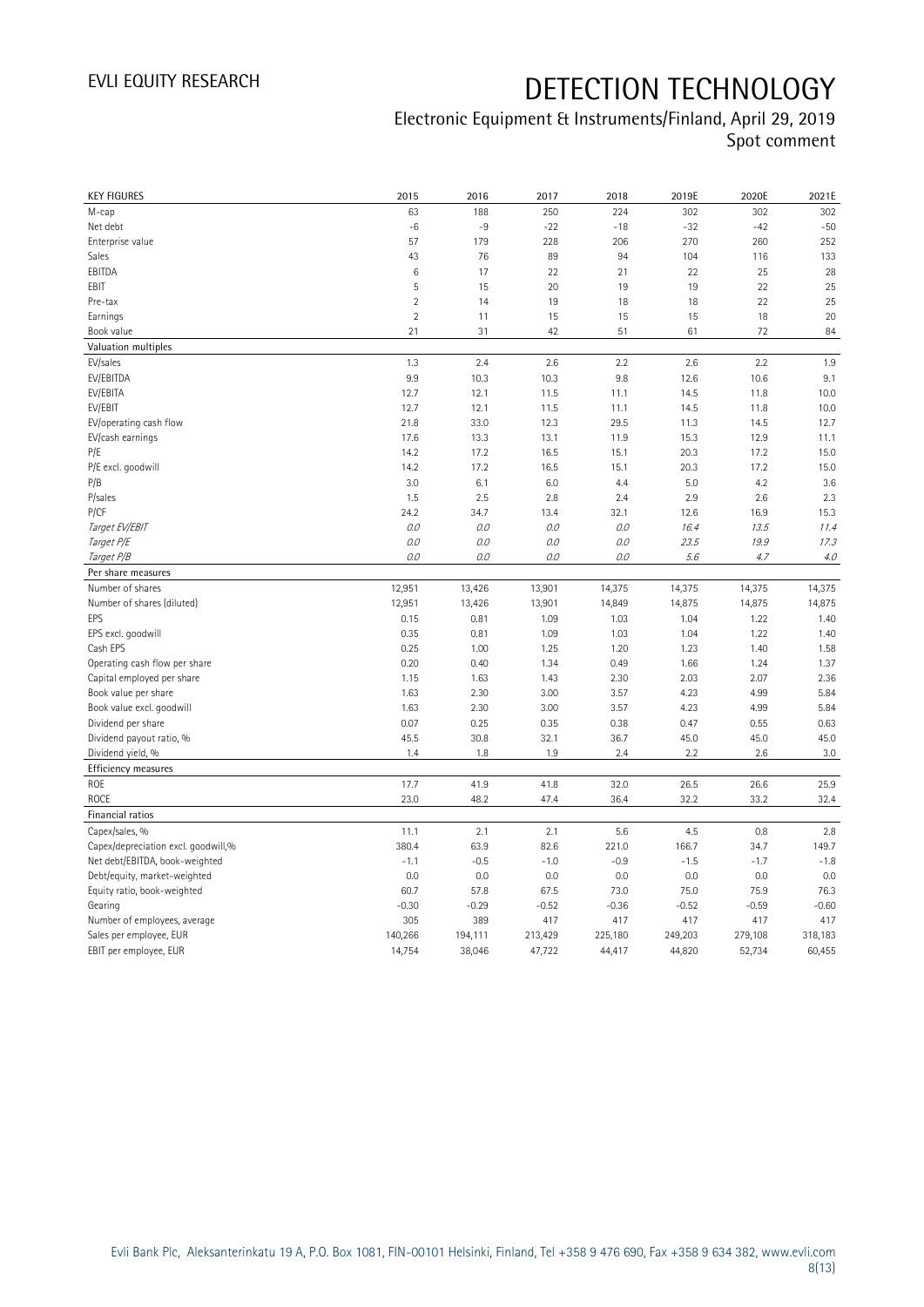# DETECTION TECHNOLOGY

Electronic Equipment & Instruments/Finland, April 29, 2019
Spot comment

| KEY FIGURES | 2015 | 2016 | 2017 | 2018 | 2019E | 2020E | 2021E |
|---|---|---|---|---|---|---|---|
| M-cap | 63 | 188 | 250 | 224 | 302 | 302 | 302 |
| Net debt | -6 | -9 | -22 | -18 | -32 | -42 | -50 |
| Enterprise value | 57 | 179 | 228 | 206 | 270 | 260 | 252 |
| Sales | 43 | 76 | 89 | 94 | 104 | 116 | 133 |
| EBITDA | 6 | 17 | 22 | 21 | 22 | 25 | 28 |
| EBIT | 5 | 15 | 20 | 19 | 19 | 22 | 25 |
| Pre-tax | 2 | 14 | 19 | 18 | 18 | 22 | 25 |
| Earnings | 2 | 11 | 15 | 15 | 15 | 18 | 20 |
| Book value | 21 | 31 | 42 | 51 | 61 | 72 | 84 |
| **Valuation multiples** | | | | | | | |
| EV/sales | 1.3 | 2.4 | 2.6 | 2.2 | 2.6 | 2.2 | 1.9 |
| EV/EBITDA | 9.9 | 10.3 | 10.3 | 9.8 | 12.6 | 10.6 | 9.1 |
| EV/EBITA | 12.7 | 12.1 | 11.5 | 11.1 | 14.5 | 11.8 | 10.0 |
| EV/EBIT | 12.7 | 12.1 | 11.5 | 11.1 | 14.5 | 11.8 | 10.0 |
| EV/operating cash flow | 21.8 | 33.0 | 12.3 | 29.5 | 11.3 | 14.5 | 12.7 |
| EV/cash earnings | 17.6 | 13.3 | 13.1 | 11.9 | 15.3 | 12.9 | 11.1 |
| P/E | 14.2 | 17.2 | 16.5 | 15.1 | 20.3 | 17.2 | 15.0 |
| P/E excl. goodwill | 14.2 | 17.2 | 16.5 | 15.1 | 20.3 | 17.2 | 15.0 |
| P/B | 3.0 | 6.1 | 6.0 | 4.4 | 5.0 | 4.2 | 3.6 |
| P/sales | 1.5 | 2.5 | 2.8 | 2.4 | 2.9 | 2.6 | 2.3 |
| P/CF | 24.2 | 34.7 | 13.4 | 32.1 | 12.6 | 16.9 | 15.3 |
| *Target EV/EBIT* | *0.0* | *0.0* | *0.0* | *0.0* | *16.4* | *13.5* | *11.4* |
| *Target P/E* | *0.0* | *0.0* | *0.0* | *0.0* | *23.5* | *19.9* | *17.3* |
| *Target P/B* | *0.0* | *0.0* | *0.0* | *0.0* | *5.6* | *4.7* | *4.0* |
| **Per share measures** | | | | | | | |
| Number of shares | 12,951 | 13,426 | 13,901 | 14,375 | 14,375 | 14,375 | 14,375 |
| Number of shares (diluted) | 12,951 | 13,426 | 13,901 | 14,849 | 14,875 | 14,875 | 14,875 |
| EPS | 0.15 | 0.81 | 1.09 | 1.03 | 1.04 | 1.22 | 1.40 |
| EPS excl. goodwill | 0.35 | 0.81 | 1.09 | 1.03 | 1.04 | 1.22 | 1.40 |
| Cash EPS | 0.25 | 1.00 | 1.25 | 1.20 | 1.23 | 1.40 | 1.58 |
| Operating cash flow per share | 0.20 | 0.40 | 1.34 | 0.49 | 1.66 | 1.24 | 1.37 |
| Capital employed per share | 1.15 | 1.63 | 1.43 | 2.30 | 2.03 | 2.07 | 2.36 |
| Book value per share | 1.63 | 2.30 | 3.00 | 3.57 | 4.23 | 4.99 | 5.84 |
| Book value excl. goodwill | 1.63 | 2.30 | 3.00 | 3.57 | 4.23 | 4.99 | 5.84 |
| Dividend per share | 0.07 | 0.25 | 0.35 | 0.38 | 0.47 | 0.55 | 0.63 |
| Dividend payout ratio, % | 45.5 | 30.8 | 32.1 | 36.7 | 45.0 | 45.0 | 45.0 |
| Dividend yield, % | 1.4 | 1.8 | 1.9 | 2.4 | 2.2 | 2.6 | 3.0 |
| **Efficiency measures** | | | | | | | |
| ROE | 17.7 | 41.9 | 41.8 | 32.0 | 26.5 | 26.6 | 25.9 |
| ROCE | 23.0 | 48.2 | 47.4 | 36.4 | 32.2 | 33.2 | 32.4 |
| **Financial ratios** | | | | | | | |
| Capex/sales, % | 11.1 | 2.1 | 2.1 | 5.6 | 4.5 | 0.8 | 2.8 |
| Capex/depreciation excl. goodwill,% | 380.4 | 63.9 | 82.6 | 221.0 | 166.7 | 34.7 | 149.7 |
| Net debt/EBITDA, book-weighted | -1.1 | -0.5 | -1.0 | -0.9 | -1.5 | -1.7 | -1.8 |
| Debt/equity, market-weighted | 0.0 | 0.0 | 0.0 | 0.0 | 0.0 | 0.0 | 0.0 |
| Equity ratio, book-weighted | 60.7 | 57.8 | 67.5 | 73.0 | 75.0 | 75.9 | 76.3 |
| Gearing | -0.30 | -0.29 | -0.52 | -0.36 | -0.52 | -0.59 | -0.60 |
| Number of employees, average | 305 | 389 | 417 | 417 | 417 | 417 | 417 |
| Sales per employee, EUR | 140,266 | 194,111 | 213,429 | 225,180 | 249,203 | 279,108 | 318,183 |
| EBIT per employee, EUR | 14,754 | 38,046 | 47,722 | 44,417 | 44,820 | 52,734 | 60,455 |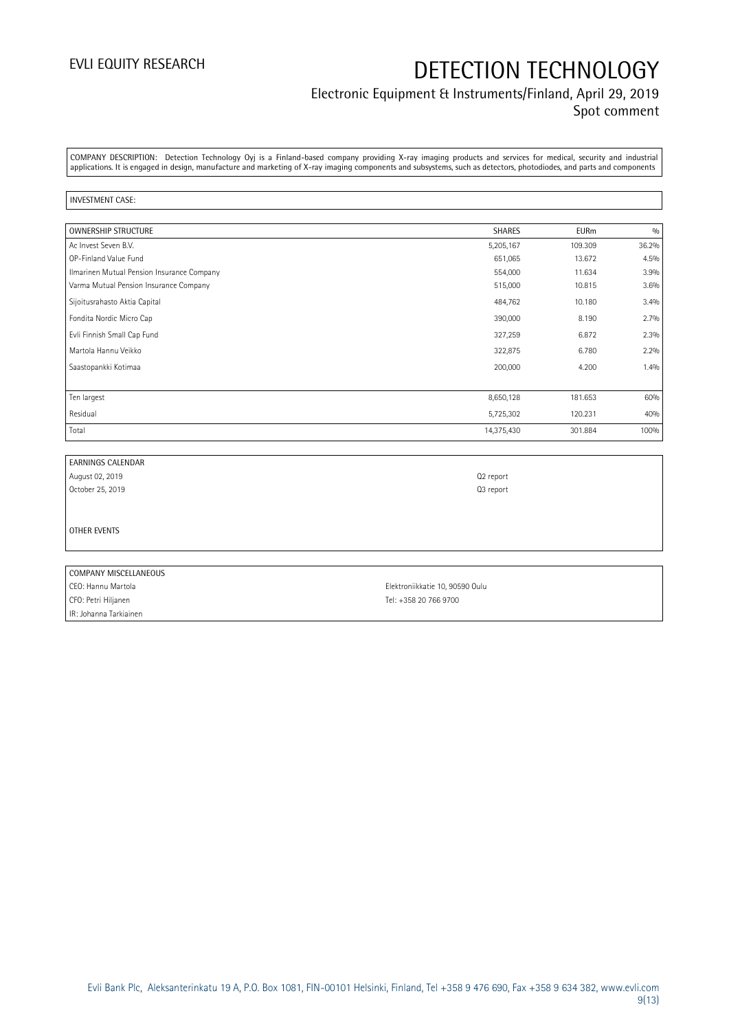COMPANY DESCRIPTION: Detection Technology Oyj is a Finland-based company providing X-ray imaging products and services for medical, security and industrial applications. It is engaged in design, manufacture and marketing of X-ray imaging components and subsystems, such as detectors, photodiodes, and parts and components

INVESTMENT CASE:

| OWNERSHIP STRUCTURE | SHARES | EURm | % |
|---|---|---|---|
| Ac Invest Seven B.V. | 5,205,167 | 109.309 | 36.2% |
| OP-Finland Value Fund | 651,065 | 13.672 | 4.5% |
| Ilmarinen Mutual Pension Insurance Company | 554,000 | 11.634 | 3.9% |
| Varma Mutual Pension Insurance Company | 515,000 | 10.815 | 3.6% |
| Sijoitusrahasto Aktia Capital | 484,762 | 10.180 | 3.4% |
| Fondita Nordic Micro Cap | 390,000 | 8.190 | 2.7% |
| Evli Finnish Small Cap Fund | 327,259 | 6.872 | 2.3% |
| Martola Hannu Veikko | 322,875 | 6.780 | 2.2% |
| Saastopankki Kotimaa | 200,000 | 4.200 | 1.4% |
| | | | |
| Ten largest | 8,650,128 | 181.653 | 60% |
| Residual | 5,725,302 | 120.231 | 40% |
| Total | 14,375,430 | 301.884 | 100% |

| EARNINGS CALENDAR | |
|---|---|
| August 02, 2019 | Q2 report |
| October 25, 2019 | Q3 report |

OTHER EVENTS

| COMPANY MISCELLANEOUS | |
|---|---|
| CEO: Hannu Martola | Elektroniikkatie 10, 90590 Oulu |
| CFO: Petri Hiljanen | Tel: +358 20 766 9700 |
| IR: Johanna Tarkiainen | |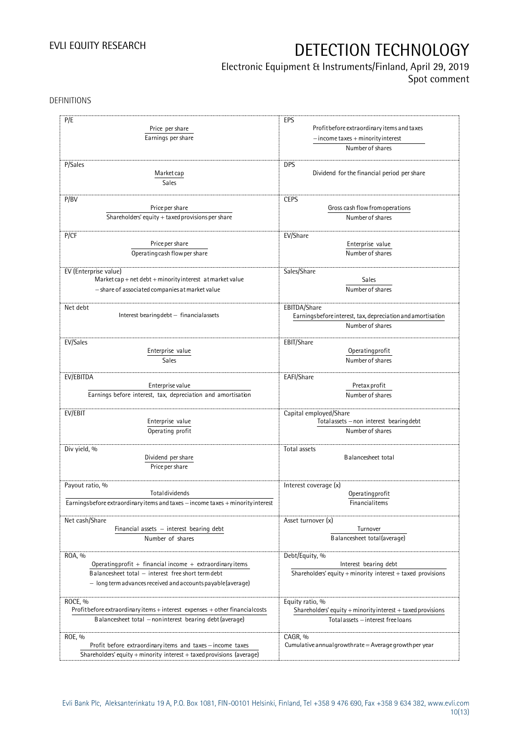DEFINITIONS

| | |
|---|---|
| **P/E**<br>$\frac{\text{Price per share}}{\text{Earnings per share}}$ | **EPS**<br>$\frac{\text{Profit before extraordinary items and taxes} - \text{income taxes} + \text{minority interest}}{\text{Number of shares}}$ |
| **P/Sales**<br>$\frac{\text{Market cap}}{\text{Sales}}$ | **DPS**<br>Dividend for the financial period per share |
| **P/BV**<br>$\frac{\text{Price per share}}{\text{Shareholders' equity} + \text{taxed provisions per share}}$ | **CEPS**<br>$\frac{\text{Gross cash flow from operations}}{\text{Number of shares}}$ |
| **P/CF**<br>$\frac{\text{Price per share}}{\text{Operating cash flow per share}}$ | **EV/Share**<br>$\frac{\text{Enterprise value}}{\text{Number of shares}}$ |
| **EV (Enterprise value)**<br>Market cap + net debt + minority interest at market value − share of associated companies at market value | **Sales/Share**<br>$\frac{\text{Sales}}{\text{Number of shares}}$ |
| **Net debt**<br>Interest bearing debt − financial assets | **EBITDA/Share**<br>$\frac{\text{Earnings before interest, tax, depreciation and amortisation}}{\text{Number of shares}}$ |
| **EV/Sales**<br>$\frac{\text{Enterprise value}}{\text{Sales}}$ | **EBIT/Share**<br>$\frac{\text{Operating profit}}{\text{Number of shares}}$ |
| **EV/EBITDA**<br>$\frac{\text{Enterprise value}}{\text{Earnings before interest, tax, depreciation and amortisation}}$ | **EAFI/Share**<br>$\frac{\text{Pretax profit}}{\text{Number of shares}}$ |
| **EV/EBIT**<br>$\frac{\text{Enterprise value}}{\text{Operating profit}}$ | **Capital employed/Share**<br>$\frac{\text{Total assets} - \text{non interest bearing debt}}{\text{Number of shares}}$ |
| **Div yield, %**<br>$\frac{\text{Dividend per share}}{\text{Price per share}}$ | **Total assets**<br>Balance sheet total |
| **Payout ratio, %**<br>$\frac{\text{Total dividends}}{\text{Earnings before extraordinary items and taxes} - \text{income taxes} + \text{minority interest}}$ | **Interest coverage (x)**<br>$\frac{\text{Operating profit}}{\text{Financial items}}$ |
| **Net cash/Share**<br>$\frac{\text{Financial assets} - \text{interest bearing debt}}{\text{Number of shares}}$ | **Asset turnover (x)**<br>$\frac{\text{Turnover}}{\text{Balance sheet total (average)}}$ |
| **ROA, %**<br>$\frac{\text{Operating profit} + \text{financial income} + \text{extraordinary items}}{\text{Balance sheet total} - \text{interest free short term debt} - \text{long term advances received and accounts payable (average)}}$ | **Debt/Equity, %**<br>$\frac{\text{Interest bearing debt}}{\text{Shareholders' equity} + \text{minority interest} + \text{taxed provisions}}$ |
| **ROCE, %**<br>$\frac{\text{Profit before extraordinary items} + \text{interest expenses} + \text{other financial costs}}{\text{Balance sheet total} - \text{non interest bearing debt (average)}}$ | **Equity ratio, %**<br>$\frac{\text{Shareholders' equity} + \text{minority interest} + \text{taxed provisions}}{\text{Total assets} - \text{interest free loans}}$ |
| **ROE, %**<br>$\frac{\text{Profit before extraordinary items and taxes} - \text{income taxes}}{\text{Shareholders' equity} + \text{minority interest} + \text{taxed provisions (average)}}$ | **CAGR, %**<br>Cumulative annual growth rate = Average growth per year |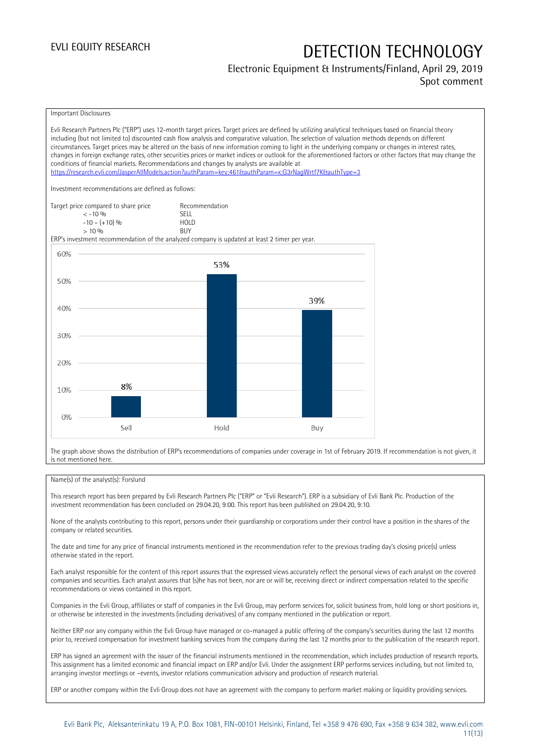EVLI EQUITY RESEARCH

# DETECTION TECHNOLOGY

Electronic Equipment & Instruments/Finland, April 29, 2019
Spot comment

Important Disclosures

Evli Research Partners Plc ("ERP") uses 12-month target prices. Target prices are defined by utilizing analytical techniques based on financial theory including (but not limited to) discounted cash flow analysis and comparative valuation. The selection of valuation methods depends on different circumstances. Target prices may be altered on the basis of new information coming to light in the underlying company or changes in interest rates, changes in foreign exchange rates, other securities prices or market indices or outlook for the aforementioned factors or other factors that may change the conditions of financial markets. Recommendations and changes by analysts are available at https://research.evli.com/JasperAllModels.action?authParam=key;461&authParam=x;G3rNagWrtf7K&authType=3

Investment recommendations are defined as follows:

| Target price compared to share price | Recommendation |
|---|---|
| < -10 % | SELL |
| -10 – (+10) % | HOLD |
| > 10 % | BUY |

ERP's investment recommendation of the analyzed company is updated at least 2 timer per year.

| | Sell | Hold | Buy |
|---|---|---|---|
| Share of recommendations | 8% | 53% | 39% |

The graph above shows the distribution of ERP's recommendations of companies under coverage in 1st of February 2019. If recommendation is not given, it is not mentioned here.

Name(s) of the analyst(s): Forslund

This research report has been prepared by Evli Research Partners Plc ("ERP" or "Evli Research"). ERP is a subsidiary of Evli Bank Plc. Production of the investment recommendation has been concluded on 29.04.20, 9:00. This report has been published on 29.04.20, 9:10.

None of the analysts contributing to this report, persons under their guardianship or corporations under their control have a position in the shares of the company or related securities.

The date and time for any price of financial instruments mentioned in the recommendation refer to the previous trading day's closing price(s) unless otherwise stated in the report.

Each analyst responsible for the content of this report assures that the expressed views accurately reflect the personal views of each analyst on the covered companies and securities. Each analyst assures that (s)he has not been, nor are or will be, receiving direct or indirect compensation related to the specific recommendations or views contained in this report.

Companies in the Evli Group, affiliates or staff of companies in the Evli Group, may perform services for, solicit business from, hold long or short positions in, or otherwise be interested in the investments (including derivatives) of any company mentioned in the publication or report.

Neither ERP nor any company within the Evli Group have managed or co-managed a public offering of the company's securities during the last 12 months prior to, received compensation for investment banking services from the company during the last 12 months prior to the publication of the research report.

ERP has signed an agreement with the issuer of the financial instruments mentioned in the recommendation, which includes production of research reports. This assignment has a limited economic and financial impact on ERP and/or Evli. Under the assignment ERP performs services including, but not limited to, arranging investor meetings or –events, investor relations communication advisory and production of research material.

ERP or another company within the Evli Group does not have an agreement with the company to perform market making or liquidity providing services.

Evli Bank Plc, Aleksanterinkatu 19 A, P.O. Box 1081, FIN-00101 Helsinki, Finland, Tel +358 9 476 690, Fax +358 9 634 382, www.evli.com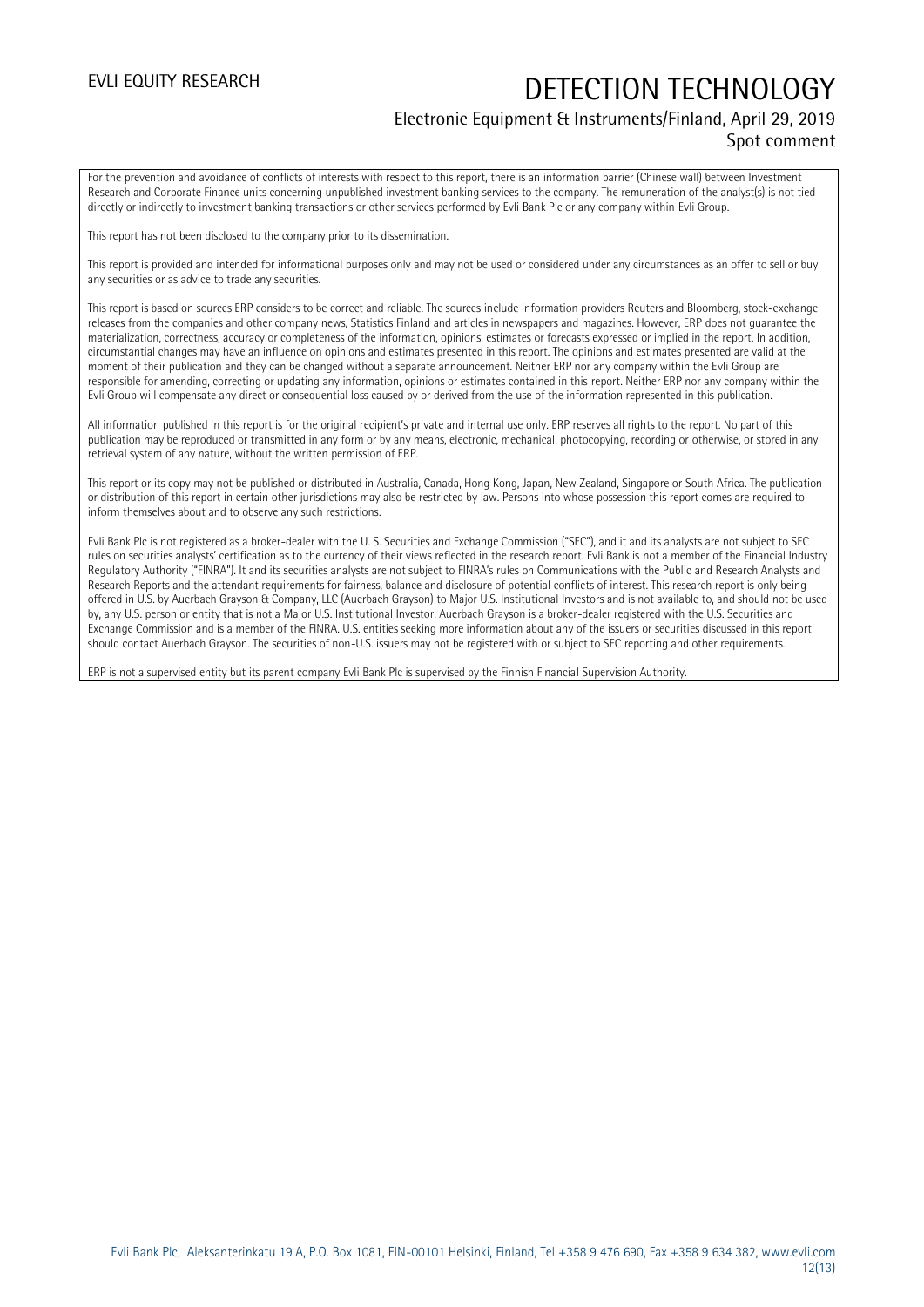For the prevention and avoidance of conflicts of interests with respect to this report, there is an information barrier (Chinese wall) between Investment Research and Corporate Finance units concerning unpublished investment banking services to the company. The remuneration of the analyst(s) is not tied directly or indirectly to investment banking transactions or other services performed by Evli Bank Plc or any company within Evli Group.

This report has not been disclosed to the company prior to its dissemination.

This report is provided and intended for informational purposes only and may not be used or considered under any circumstances as an offer to sell or buy any securities or as advice to trade any securities.

This report is based on sources ERP considers to be correct and reliable. The sources include information providers Reuters and Bloomberg, stock-exchange releases from the companies and other company news, Statistics Finland and articles in newspapers and magazines. However, ERP does not guarantee the materialization, correctness, accuracy or completeness of the information, opinions, estimates or forecasts expressed or implied in the report. In addition, circumstantial changes may have an influence on opinions and estimates presented in this report. The opinions and estimates presented are valid at the moment of their publication and they can be changed without a separate announcement. Neither ERP nor any company within the Evli Group are responsible for amending, correcting or updating any information, opinions or estimates contained in this report. Neither ERP nor any company within the Evli Group will compensate any direct or consequential loss caused by or derived from the use of the information represented in this publication.

All information published in this report is for the original recipient's private and internal use only. ERP reserves all rights to the report. No part of this publication may be reproduced or transmitted in any form or by any means, electronic, mechanical, photocopying, recording or otherwise, or stored in any retrieval system of any nature, without the written permission of ERP.

This report or its copy may not be published or distributed in Australia, Canada, Hong Kong, Japan, New Zealand, Singapore or South Africa. The publication or distribution of this report in certain other jurisdictions may also be restricted by law. Persons into whose possession this report comes are required to inform themselves about and to observe any such restrictions.

Evli Bank Plc is not registered as a broker-dealer with the U. S. Securities and Exchange Commission ("SEC"), and it and its analysts are not subject to SEC rules on securities analysts' certification as to the currency of their views reflected in the research report. Evli Bank is not a member of the Financial Industry Regulatory Authority ("FINRA"). It and its securities analysts are not subject to FINRA's rules on Communications with the Public and Research Analysts and Research Reports and the attendant requirements for fairness, balance and disclosure of potential conflicts of interest. This research report is only being offered in U.S. by Auerbach Grayson & Company, LLC (Auerbach Grayson) to Major U.S. Institutional Investors and is not available to, and should not be used by, any U.S. person or entity that is not a Major U.S. Institutional Investor. Auerbach Grayson is a broker-dealer registered with the U.S. Securities and Exchange Commission and is a member of the FINRA. U.S. entities seeking more information about any of the issuers or securities discussed in this report should contact Auerbach Grayson. The securities of non-U.S. issuers may not be registered with or subject to SEC reporting and other requirements.

ERP is not a supervised entity but its parent company Evli Bank Plc is supervised by the Finnish Financial Supervision Authority.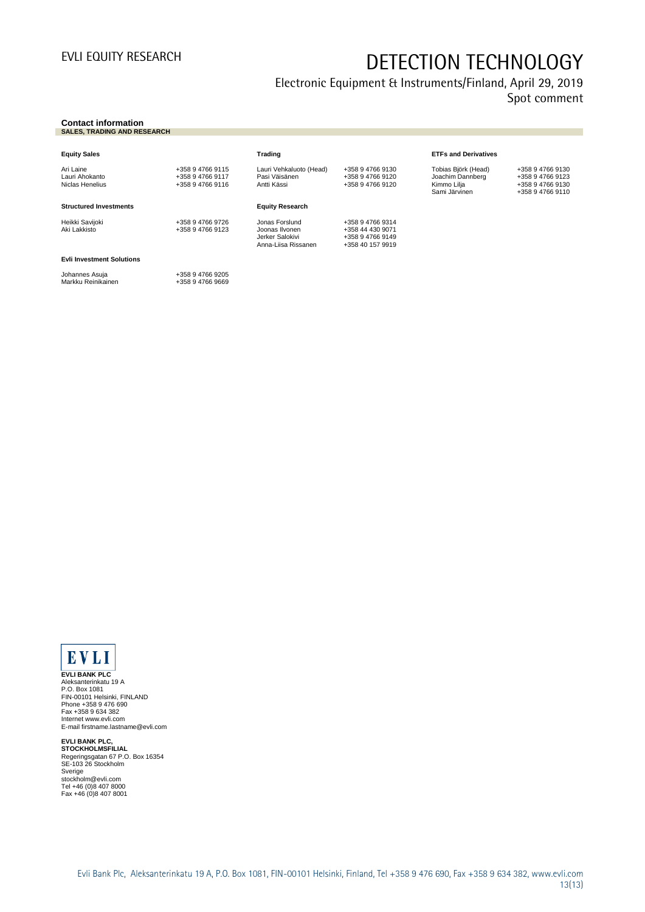## Contact information

**SALES, TRADING AND RESEARCH**

**Equity Sales**

| | |
|---|---|
| Ari Laine | +358 9 4766 9115 |
| Lauri Ahokanto | +358 9 4766 9117 |
| Niclas Henelius | +358 9 4766 9116 |

**Trading**

| | |
|---|---|
| Lauri Vehkaluoto (Head) | +358 9 4766 9130 |
| Pasi Väisänen | +358 9 4766 9120 |
| Antti Kässi | +358 9 4766 9120 |

**ETFs and Derivatives**

| | |
|---|---|
| Tobias Björk (Head) | +358 9 4766 9130 |
| Joachim Dannberg | +358 9 4766 9123 |
| Kimmo Lilja | +358 9 4766 9130 |
| Sami Järvinen | +358 9 4766 9110 |

**Structured Investments**

| | |
|---|---|
| Heikki Savijoki | +358 9 4766 9726 |
| Aki Lakkisto | +358 9 4766 9123 |

**Equity Research**

| | |
|---|---|
| Jonas Forslund | +358 9 4766 9314 |
| Joonas Ilvonen | +358 44 430 9071 |
| Jerker Salokivi | +358 9 4766 9149 |
| Anna-Liisa Rissanen | +358 40 157 9919 |

**Evli Investment Solutions**

| | |
|---|---|
| Johannes Asuja | +358 9 4766 9205 |
| Markku Reinikainen | +358 9 4766 9669 |

EVLI

**EVLI BANK PLC**
Aleksanterinkatu 19 A
P.O. Box 1081
FIN-00101 Helsinki, FINLAND
Phone +358 9 476 690
Fax +358 9 634 382
Internet www.evli.com
E-mail firstname.lastname@evli.com

**EVLI BANK PLC, STOCKHOLMSFILIAL**
Regeringsgatan 67 P.O. Box 16354
SE-103 26 Stockholm
Sverige
stockholm@evli.com
Tel +46 (0)8 407 8000
Fax +46 (0)8 407 8001